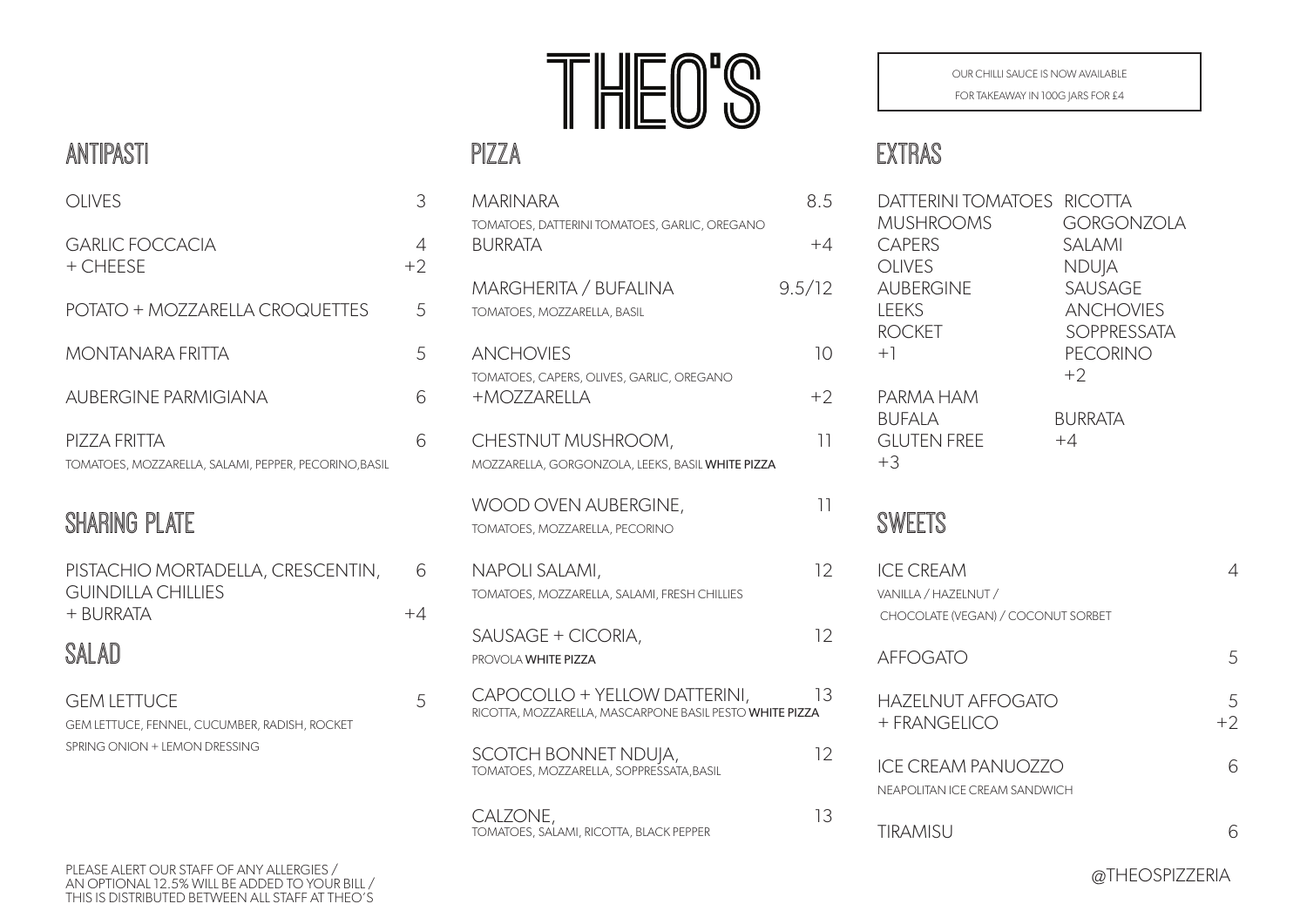# THEO'S

## ANTIPASTI

| Item | Price |
|---|---|
| OLIVES | 3 |
| GARLIC FOCCACIA | 4 |
| + CHEESE | +2 |
| POTATO + MOZZARELLA CROQUETTES | 5 |
| MONTANARA FRITTA | 5 |
| AUBERGINE PARMIGIANA | 6 |
| PIZZA FRITTA | 6 |

TOMATOES, MOZZARELLA, SALAMI, PEPPER, PECORINO,BASIL

## SHARING PLATE

| Item | Price |
|---|---|
| PISTACHIO MORTADELLA, CRESCENTIN, GUINDILLA CHILLIES | 6 |
| + BURRATA | +4 |

## SALAD

| Item | Price |
|---|---|
| GEM LETTUCE | 5 |

GEM LETTUCE, FENNEL, CUCUMBER, RADISH, ROCKET

SPRING ONION + LEMON DRESSING

## PIZZA

**MARINARA** — 8.5
TOMATOES, DATTERINI TOMATOES, GARLIC, OREGANO
BURRATA — +4

**MARGHERITA / BUFALINA** — 9.5/12
TOMATOES, MOZZARELLA, BASIL

**ANCHOVIES** — 10
TOMATOES, CAPERS, OLIVES, GARLIC, OREGANO
+MOZZARELLA — +2

**CHESTNUT MUSHROOM,** — 11
MOZZARELLA, GORGONZOLA, LEEKS, BASIL **WHITE PIZZA**

**WOOD OVEN AUBERGINE,** — 11
TOMATOES, MOZZARELLA, PECORINO

**NAPOLI SALAMI,** — 12
TOMATOES, MOZZARELLA, SALAMI, FRESH CHILLIES

**SAUSAGE + CICORIA,** — 12
PROVOLA **WHITE PIZZA**

**CAPOCOLLO + YELLOW DATTERINI,** — 13
RICOTTA, MOZZARELLA, MASCARPONE BASIL PESTO **WHITE PIZZA**

**SCOTCH BONNET NDUJA,** — 12
TOMATOES, MOZZARELLA, SOPPRESSATA,BASIL

**CALZONE,** — 13
TOMATOES, SALAMI, RICOTTA, BLACK PEPPER

OUR CHILLI SAUCE IS NOW AVAILABLE
FOR TAKEAWAY IN 100G JARS FOR £4

## EXTRAS

DATTERINI TOMATOES, MUSHROOMS, CAPERS, OLIVES, AUBERGINE, LEEKS, ROCKET
+1

RICOTTA, GORGONZOLA, SALAMI, NDUJA, SAUSAGE, ANCHOVIES, SOPPRESSATA, PECORINO
+2

PARMA HAM, BUFALA, GLUTEN FREE
+3

BURRATA
+4

## SWEETS

| Item | Price |
|---|---|
| ICE CREAM | 4 |

VANILLA / HAZELNUT /
CHOCOLATE (VEGAN) / COCONUT SORBET

| Item | Price |
|---|---|
| AFFOGATO | 5 |
| HAZELNUT AFFOGATO | 5 |
| + FRANGELICO | +2 |
| ICE CREAM PANUOZZO | 6 |

NEAPOLITAN ICE CREAM SANDWICH

| Item | Price |
|---|---|
| TIRAMISU | 6 |

PLEASE ALERT OUR STAFF OF ANY ALLERGIES / AN OPTIONAL 12.5% WILL BE ADDED TO YOUR BILL / THIS IS DISTRIBUTED BETWEEN ALL STAFF AT THEO'S

@THEOSPIZZERIA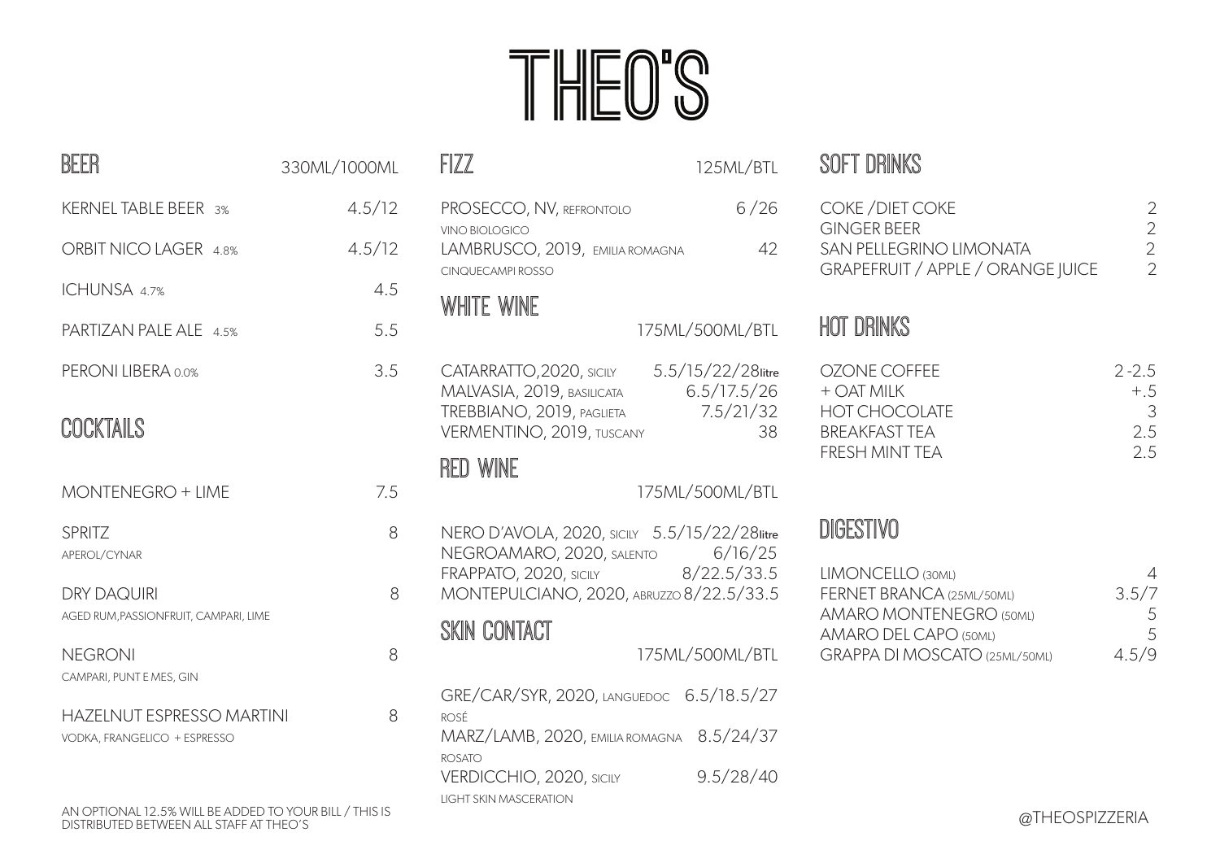# THEO'S

## BEER

| BEER | 330ML/1000ML |
|---|---|
| KERNEL TABLE BEER 3% | 4.5/12 |
| ORBIT NICO LAGER 4.8% | 4.5/12 |
| ICHUNSA 4.7% | 4.5 |
| PARTIZAN PALE ALE 4.5% | 5.5 |
| PERONI LIBERA 0.0% | 3.5 |

## COCKTAILS

| | |
|---|---|
| MONTENEGRO + LIME | 7.5 |
| SPRITZ<br>APEROL/CYNAR | 8 |
| DRY DAQUIRI<br>AGED RUM,PASSIONFRUIT, CAMPARI, LIME | 8 |
| NEGRONI<br>CAMPARI, PUNT E MES, GIN | 8 |
| HAZELNUT ESPRESSO MARTINI<br>VODKA, FRANGELICO + ESPRESSO | 8 |

AN OPTIONAL 12.5% WILL BE ADDED TO YOUR BILL / THIS IS DISTRIBUTED BETWEEN ALL STAFF AT THEO'S

## FIZZ

| FIZZ | 125ML/BTL |
|---|---|
| PROSECCO, NV, REFRONTOLO<br>VINO BIOLOGICO | 6 /26 |
| LAMBRUSCO, 2019, EMILIA ROMAGNA<br>CINQUECAMPI ROSSO | 42 |

## WHITE WINE

| WHITE WINE | 175ML/500ML/BTL |
|---|---|
| CATARRATTO,2020, SICILY | 5.5/15/22/28litre |
| MALVASIA, 2019, BASILICATA | 6.5/17.5/26 |
| TREBBIANO, 2019, PAGLIETA | 7.5/21/32 |
| VERMENTINO, 2019, TUSCANY | 38 |

## RED WINE

| RED WINE | 175ML/500ML/BTL |
|---|---|
| NERO D'AVOLA, 2020, SICILY | 5.5/15/22/28litre |
| NEGROAMARO, 2020, SALENTO | 6/16/25 |
| FRAPPATO, 2020, SICILY | 8/22.5/33.5 |
| MONTEPULCIANO, 2020, ABRUZZO | 8/22.5/33.5 |

## SKIN CONTACT

| SKIN CONTACT | 175ML/500ML/BTL |
|---|---|
| GRE/CAR/SYR, 2020, LANGUEDOC<br>ROSÉ | 6.5/18.5/27 |
| MARZ/LAMB, 2020, EMILIA ROMAGNA<br>ROSATO | 8.5/24/37 |
| VERDICCHIO, 2020, SICILY<br>LIGHT SKIN MASCERATION | 9.5/28/40 |

## SOFT DRINKS

| | |
|---|---|
| COKE /DIET COKE | 2 |
| GINGER BEER | 2 |
| SAN PELLEGRINO LIMONATA | 2 |
| GRAPEFRUIT / APPLE / ORANGE JUICE | 2 |

## HOT DRINKS

| | |
|---|---|
| OZONE COFFEE | 2 -2.5 |
| + OAT MILK | +.5 |
| HOT CHOCOLATE | 3 |
| BREAKFAST TEA | 2.5 |
| FRESH MINT TEA | 2.5 |

## DIGESTIVO

| | |
|---|---|
| LIMONCELLO (30ML) | 4 |
| FERNET BRANCA (25ML/50ML) | 3.5/7 |
| AMARO MONTENEGRO (50ML) | 5 |
| AMARO DEL CAPO (50ML) | 5 |
| GRAPPA DI MOSCATO (25ML/50ML) | 4.5/9 |

@THEOSPIZZERIA